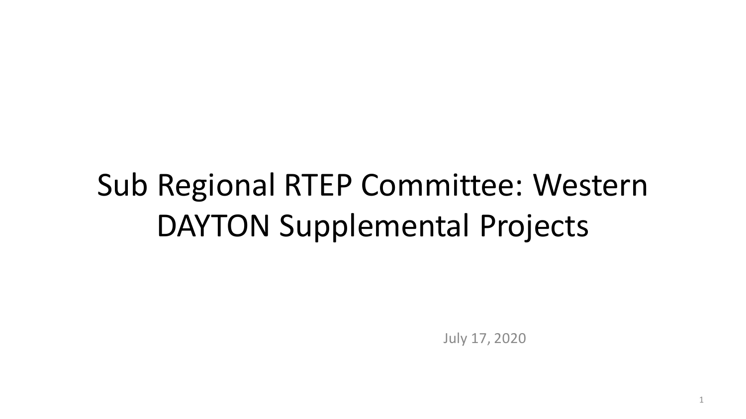# Sub Regional RTEP Committee: Western DAYTON Supplemental Projects

July 17, 2020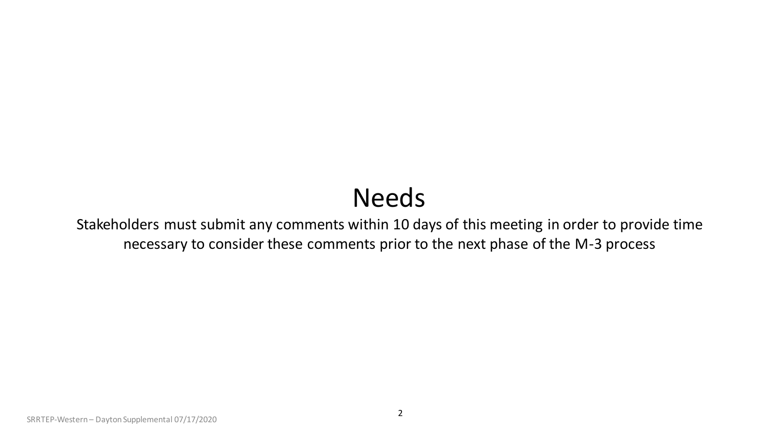# Needs

Stakeholders must submit any comments within 10 days of this meeting in order to provide time necessary to consider these comments prior to the next phase of the M-3 process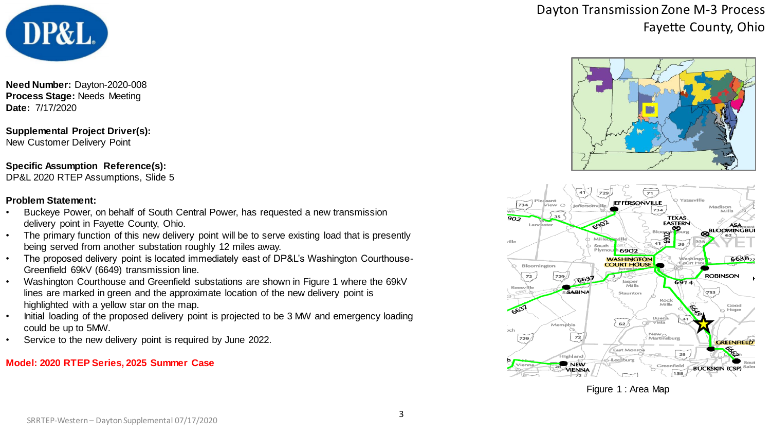# Dayton Transmission Zone M-3 Process
## Fayette County, Ohio

**Need Number:** Dayton-2020-008
**Process Stage:** Needs Meeting
**Date:** 7/17/2020

**Supplemental Project Driver(s):**
New Customer Delivery Point

**Specific Assumption Reference(s):**
DP&L 2020 RTEP Assumptions, Slide 5

**Problem Statement:**

- Buckeye Power, on behalf of South Central Power, has requested a new transmission delivery point in Fayette County, Ohio.
- The primary function of this new delivery point will be to serve existing load that is presently being served from another substation roughly 12 miles away.
- The proposed delivery point is located immediately east of DP&L's Washington Courthouse-Greenfield 69kV (6649) transmission line.
- Washington Courthouse and Greenfield substations are shown in Figure 1 where the 69kV lines are marked in green and the approximate location of the new delivery point is highlighted with a yellow star on the map.
- Initial loading of the proposed delivery point is projected to be 3 MW and emergency loading could be up to 5MW.
- Service to the new delivery point is required by June 2022.

**Model: 2020 RTEP Series, 2025 Summer Case**

Figure 1 : Area Map

SRRTEP-Western – Dayton Supplemental 07/17/2020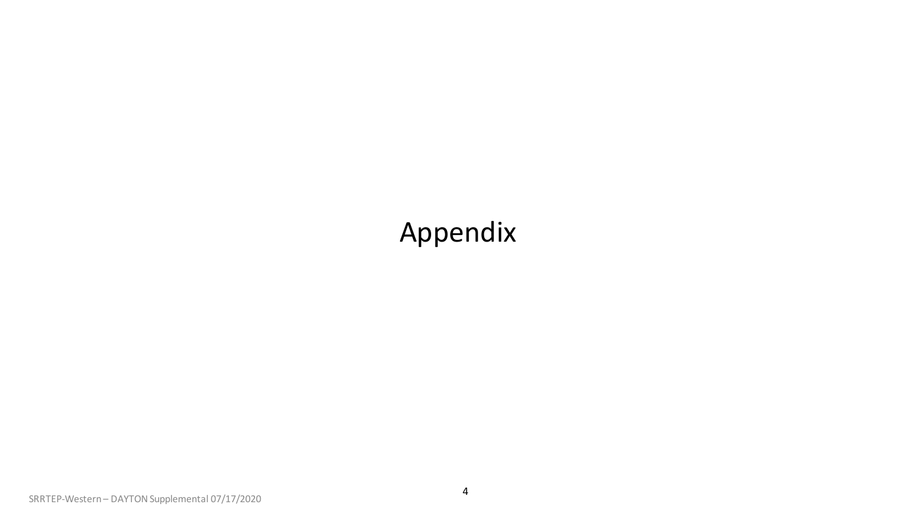# Appendix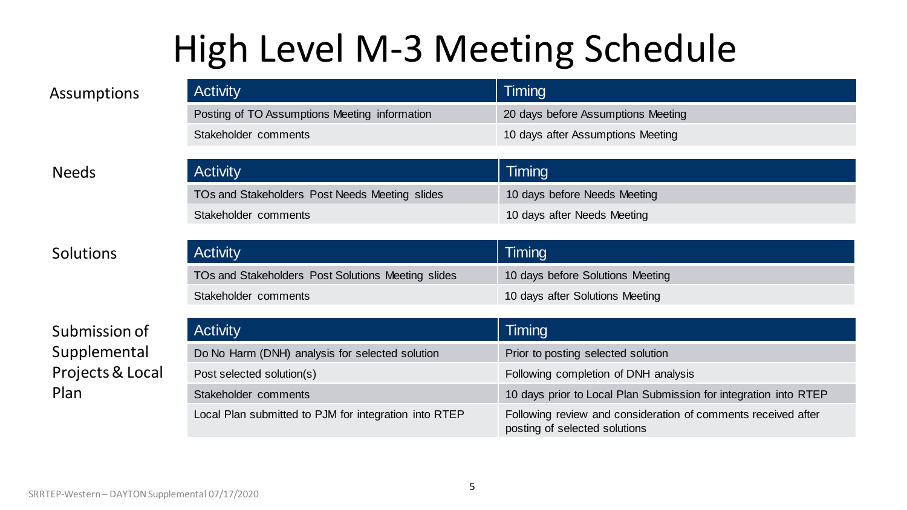# High Level M-3 Meeting Schedule

**Assumptions**

| Activity | Timing |
|---|---|
| Posting of TO Assumptions Meeting information | 20 days before Assumptions Meeting |
| Stakeholder comments | 10 days after Assumptions Meeting |

**Needs**

| Activity | Timing |
|---|---|
| TOs and Stakeholders Post Needs Meeting slides | 10 days before Needs Meeting |
| Stakeholder comments | 10 days after Needs Meeting |

**Solutions**

| Activity | Timing |
|---|---|
| TOs and Stakeholders Post Solutions Meeting slides | 10 days before Solutions Meeting |
| Stakeholder comments | 10 days after Solutions Meeting |

**Submission of Supplemental Projects & Local Plan**

| Activity | Timing |
|---|---|
| Do No Harm (DNH) analysis for selected solution | Prior to posting selected solution |
| Post selected solution(s) | Following completion of DNH analysis |
| Stakeholder comments | 10 days prior to Local Plan Submission for integration into RTEP |
| Local Plan submitted to PJM for integration into RTEP | Following review and consideration of comments received after posting of selected solutions |

SRRTEP-Western – DAYTON Supplemental 07/17/2020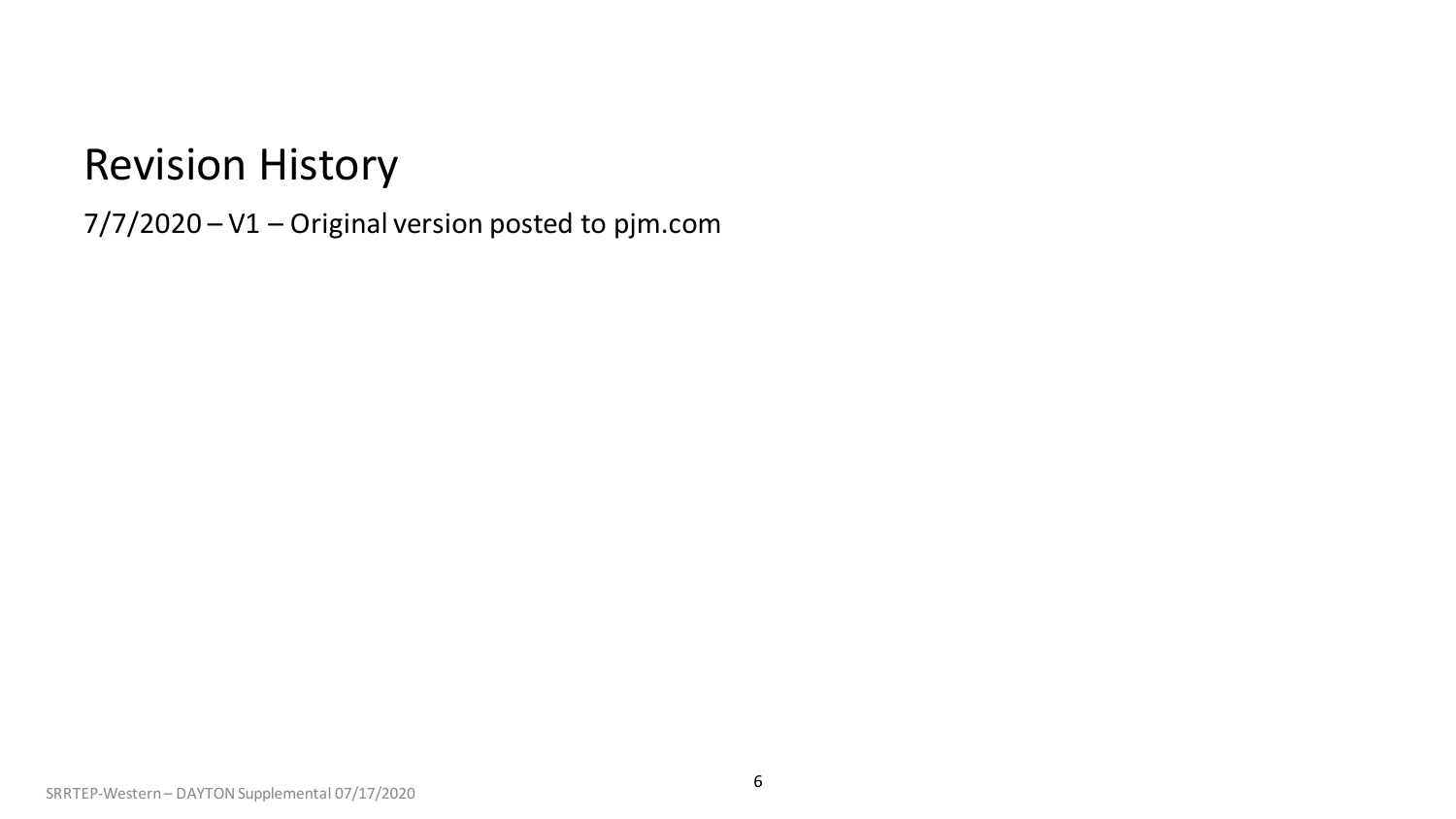# Revision History

7/7/2020 – V1 – Original version posted to pjm.com